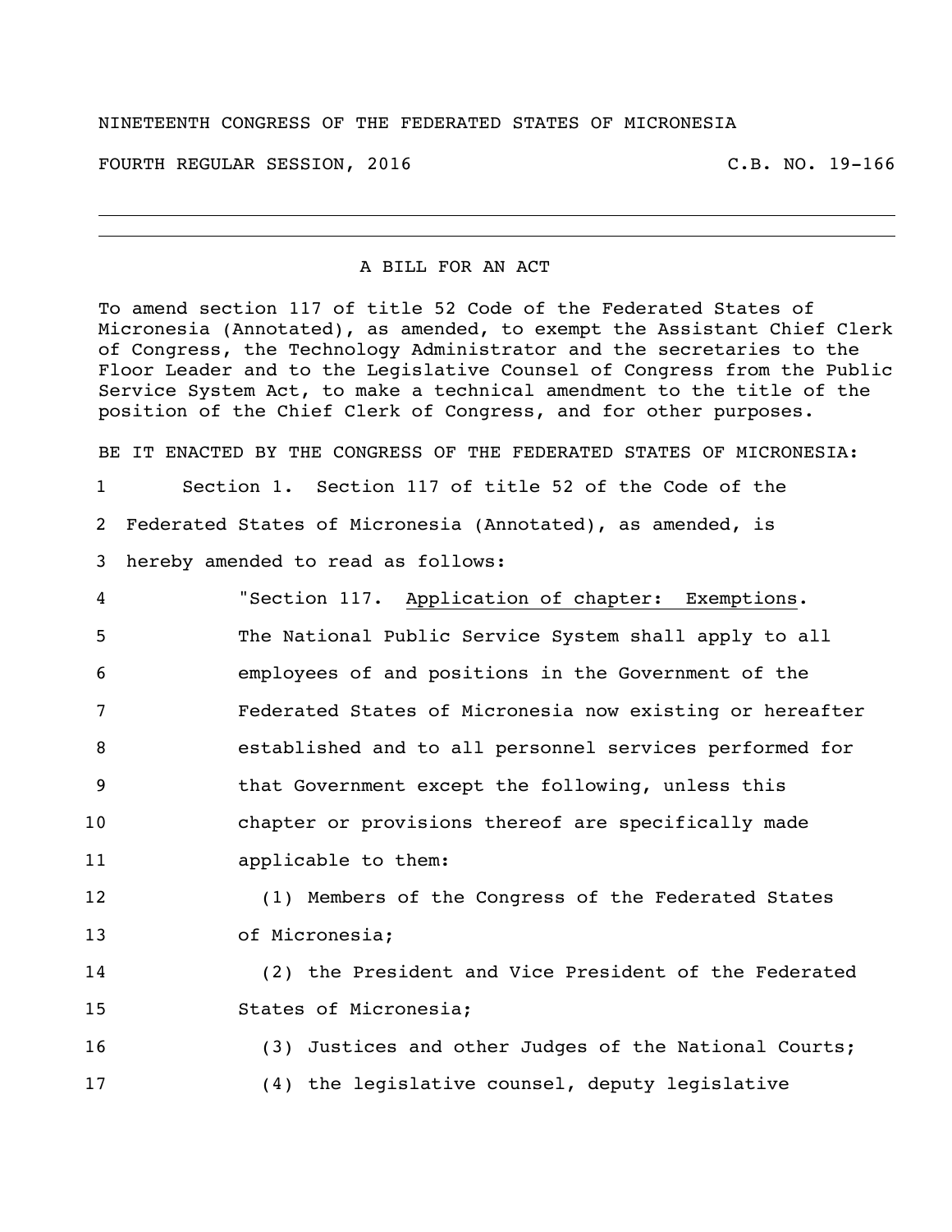NINETEENTH CONGRESS OF THE FEDERATED STATES OF MICRONESIA

FOURTH REGULAR SESSION, 2016 C.B. NO. 19-166

---

A BILL FOR AN ACT

To amend section 117 of title 52 Code of the Federated States of Micronesia (Annotated), as amended, to exempt the Assistant Chief Clerk of Congress, the Technology Administrator and the secretaries to the Floor Leader and to the Legislative Counsel of Congress from the Public Service System Act, to make a technical amendment to the title of the position of the Chief Clerk of Congress, and for other purposes.

BE IT ENACTED BY THE CONGRESS OF THE FEDERATED STATES OF MICRONESIA:

1 Section 1. Section 117 of title 52 of the Code of the
2 Federated States of Micronesia (Annotated), as amended, is
3 hereby amended to read as follows:
4 "Section 117. Application of chapter: Exemptions.
5 The National Public Service System shall apply to all
6 employees of and positions in the Government of the
7 Federated States of Micronesia now existing or hereafter
8 established and to all personnel services performed for
9 that Government except the following, unless this
10 chapter or provisions thereof are specifically made
11 applicable to them:
12 (1) Members of the Congress of the Federated States
13 of Micronesia;
14 (2) the President and Vice President of the Federated
15 States of Micronesia;
16 (3) Justices and other Judges of the National Courts;
17 (4) the legislative counsel, deputy legislative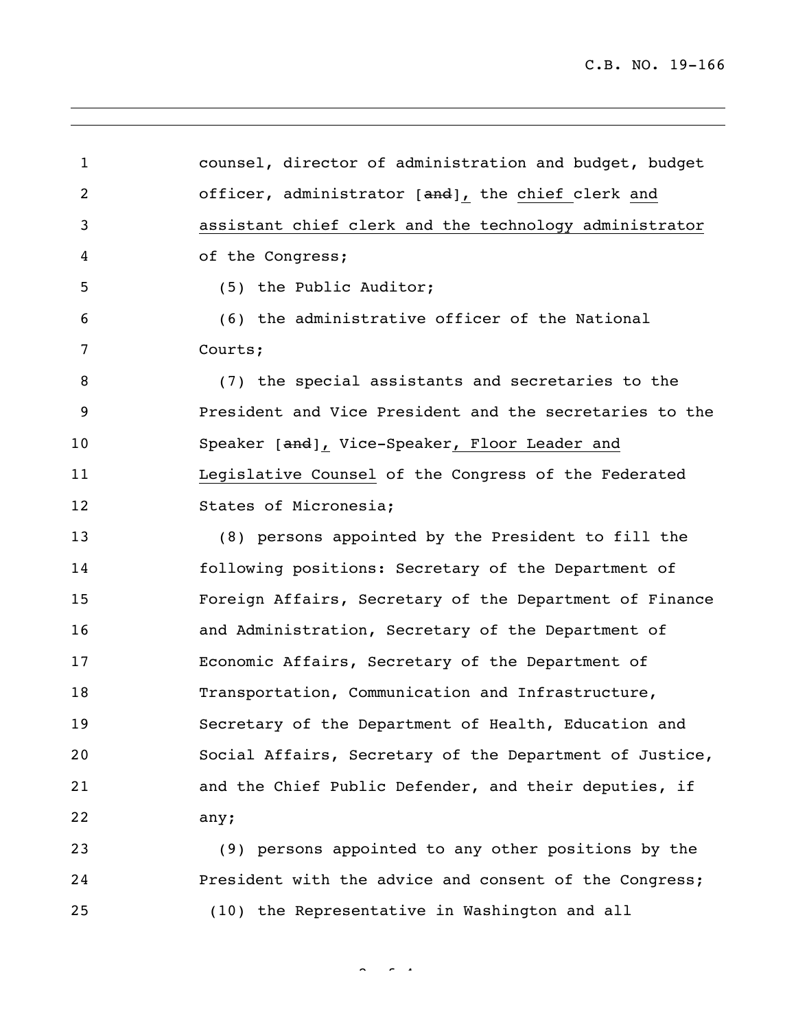counsel, director of administration and budget, budget officer, administrator [~~and~~]<u>,</u> the <u>chief</u> clerk <u>and assistant chief clerk and the technology administrator</u> of the Congress;

(5) the Public Auditor;

(6) the administrative officer of the National Courts;

(7) the special assistants and secretaries to the President and Vice President and the secretaries to the Speaker [~~and~~]<u>,</u> Vice-Speaker<u>, Floor Leader and Legislative Counsel</u> of the Congress of the Federated States of Micronesia;

(8) persons appointed by the President to fill the following positions: Secretary of the Department of Foreign Affairs, Secretary of the Department of Finance and Administration, Secretary of the Department of Economic Affairs, Secretary of the Department of Transportation, Communication and Infrastructure, Secretary of the Department of Health, Education and Social Affairs, Secretary of the Department of Justice, and the Chief Public Defender, and their deputies, if any;

(9) persons appointed to any other positions by the President with the advice and consent of the Congress;

(10) the Representative in Washington and all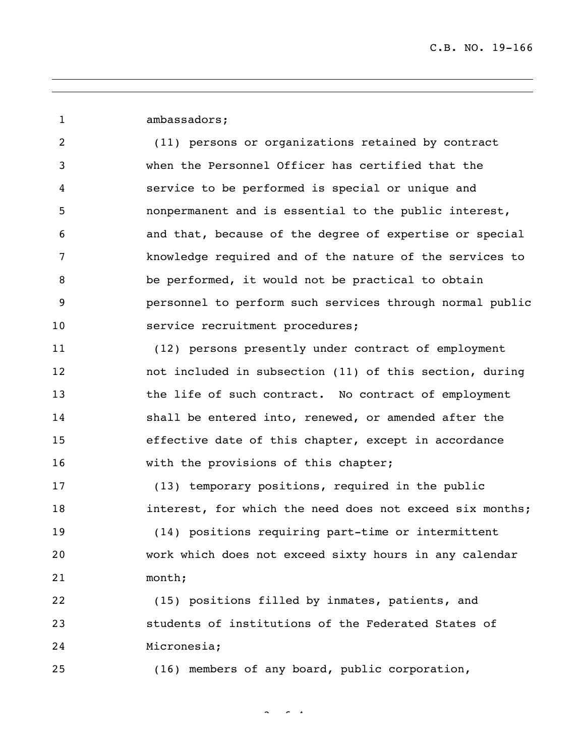ambassadors;

(11) persons or organizations retained by contract when the Personnel Officer has certified that the service to be performed is special or unique and nonpermanent and is essential to the public interest, and that, because of the degree of expertise or special knowledge required and of the nature of the services to be performed, it would not be practical to obtain personnel to perform such services through normal public service recruitment procedures;

(12) persons presently under contract of employment not included in subsection (11) of this section, during the life of such contract. No contract of employment shall be entered into, renewed, or amended after the effective date of this chapter, except in accordance with the provisions of this chapter;

(13) temporary positions, required in the public interest, for which the need does not exceed six months;

(14) positions requiring part-time or intermittent work which does not exceed sixty hours in any calendar month;

(15) positions filled by inmates, patients, and students of institutions of the Federated States of Micronesia;

(16) members of any board, public corporation,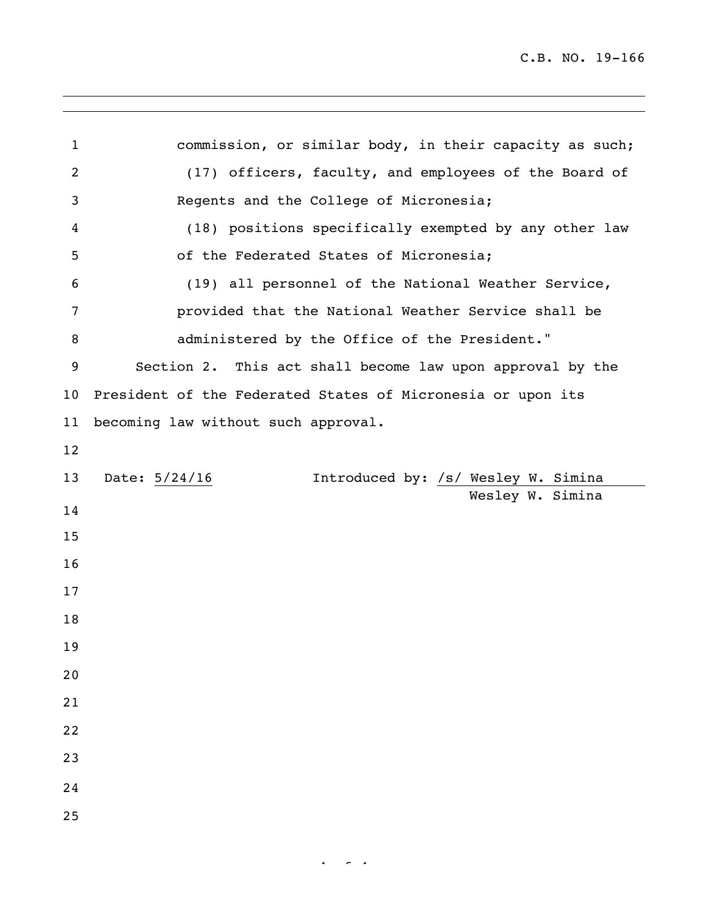commission, or similar body, in their capacity as such;

(17) officers, faculty, and employees of the Board of Regents and the College of Micronesia;

(18) positions specifically exempted by any other law of the Federated States of Micronesia;

(19) all personnel of the National Weather Service, provided that the National Weather Service shall be administered by the Office of the President."

Section 2. This act shall become law upon approval by the President of the Federated States of Micronesia or upon its becoming law without such approval.

Date: 5/24/16

Introduced by: /s/ Wesley W. Simina
Wesley W. Simina